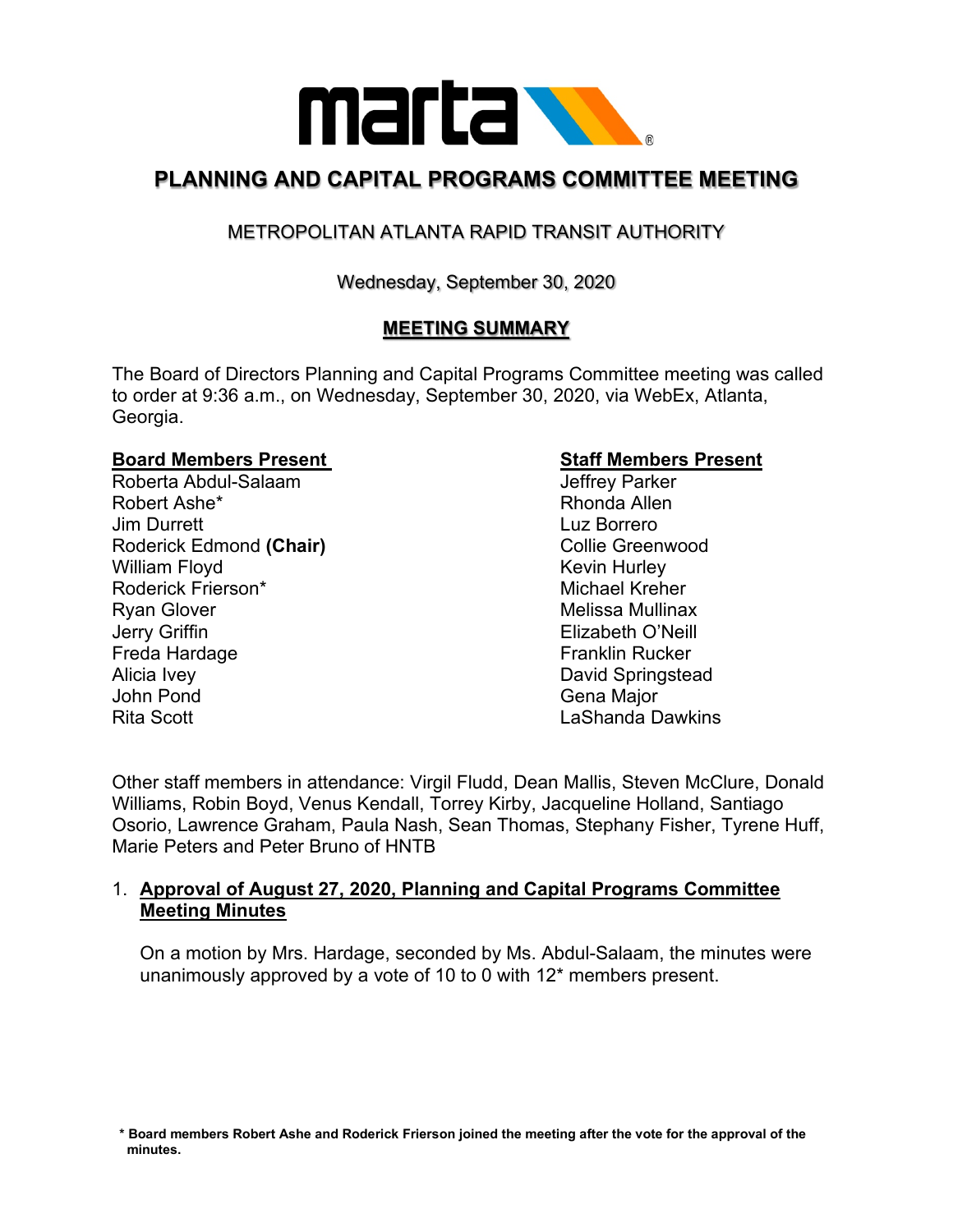# PLANNING AND CAPITAL PROGRAMS COMMITTEE MEETING

## METROPOLITAN ATLANTA RAPID TRANSIT AUTHORITY

Wednesday, September 30, 2020

## MEETING SUMMARY

The Board of Directors Planning and Capital Programs Committee meeting was called to order at 9:36 a.m., on Wednesday, September 30, 2020, via WebEx, Atlanta, Georgia.

**Board Members Present**

Roberta Abdul-Salaam
Robert Ashe*
Jim Durrett
Roderick Edmond **(Chair)**
William Floyd
Roderick Frierson*
Ryan Glover
Jerry Griffin
Freda Hardage
Alicia Ivey
John Pond
Rita Scott

**Staff Members Present**

Jeffrey Parker
Rhonda Allen
Luz Borrero
Collie Greenwood
Kevin Hurley
Michael Kreher
Melissa Mullinax
Elizabeth O'Neill
Franklin Rucker
David Springstead
Gena Major
LaShanda Dawkins

Other staff members in attendance: Virgil Fludd, Dean Mallis, Steven McClure, Donald Williams, Robin Boyd, Venus Kendall, Torrey Kirby, Jacqueline Holland, Santiago Osorio, Lawrence Graham, Paula Nash, Sean Thomas, Stephany Fisher, Tyrene Huff, Marie Peters and Peter Bruno of HNTB

1. **Approval of August 27, 2020, Planning and Capital Programs Committee Meeting Minutes**

   On a motion by Mrs. Hardage, seconded by Ms. Abdul-Salaam, the minutes were unanimously approved by a vote of 10 to 0 with 12* members present.

**\* Board members Robert Ashe and Roderick Frierson joined the meeting after the vote for the approval of the minutes.**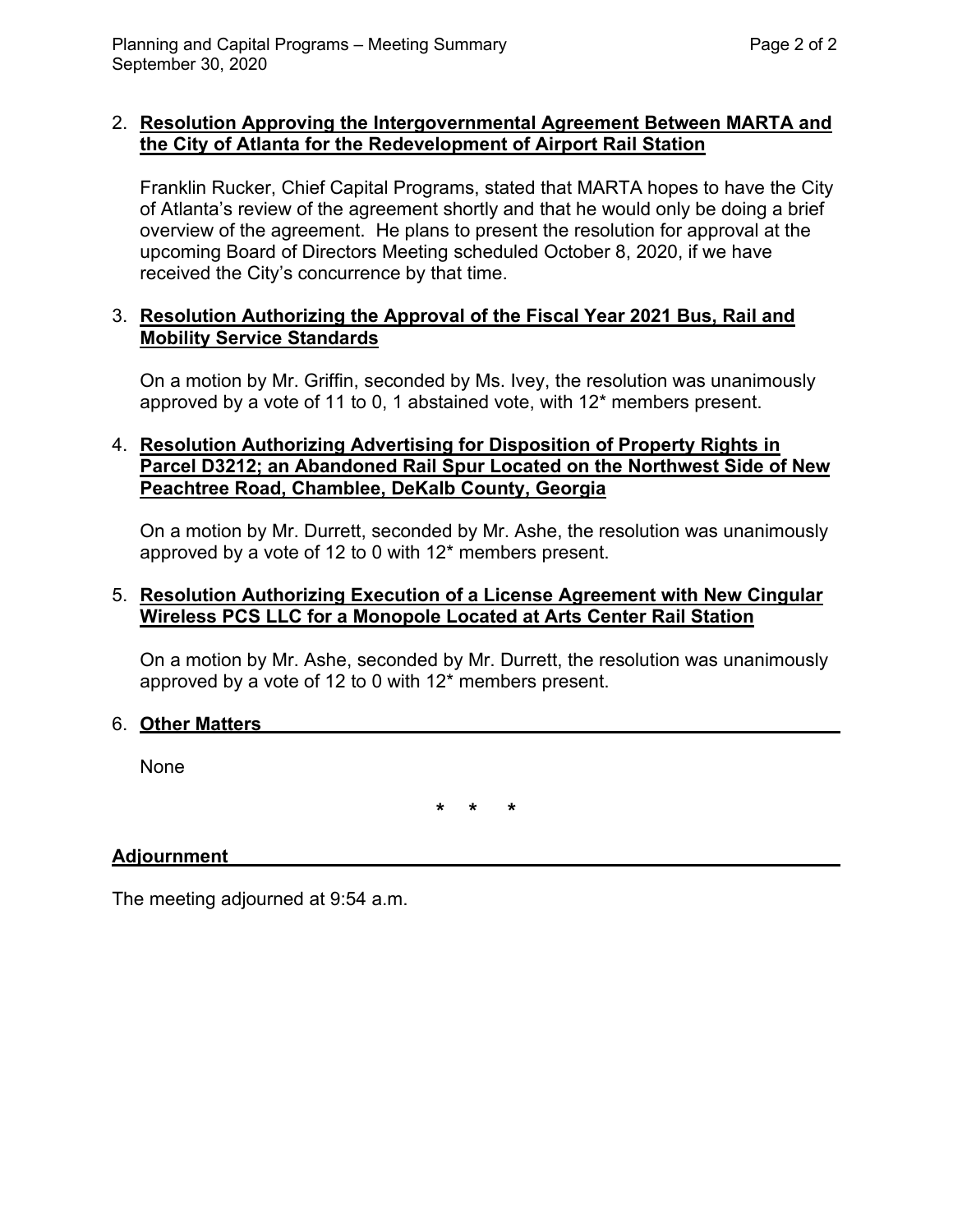2. **Resolution Approving the Intergovernmental Agreement Between MARTA and the City of Atlanta for the Redevelopment of Airport Rail Station**

   Franklin Rucker, Chief Capital Programs, stated that MARTA hopes to have the City of Atlanta's review of the agreement shortly and that he would only be doing a brief overview of the agreement. He plans to present the resolution for approval at the upcoming Board of Directors Meeting scheduled October 8, 2020, if we have received the City's concurrence by that time.

3. **Resolution Authorizing the Approval of the Fiscal Year 2021 Bus, Rail and Mobility Service Standards**

   On a motion by Mr. Griffin, seconded by Ms. Ivey, the resolution was unanimously approved by a vote of 11 to 0, 1 abstained vote, with 12* members present.

4. **Resolution Authorizing Advertising for Disposition of Property Rights in Parcel D3212; an Abandoned Rail Spur Located on the Northwest Side of New Peachtree Road, Chamblee, DeKalb County, Georgia**

   On a motion by Mr. Durrett, seconded by Mr. Ashe, the resolution was unanimously approved by a vote of 12 to 0 with 12* members present.

5. **Resolution Authorizing Execution of a License Agreement with New Cingular Wireless PCS LLC for a Monopole Located at Arts Center Rail Station**

   On a motion by Mr. Ashe, seconded by Mr. Durrett, the resolution was unanimously approved by a vote of 12 to 0 with 12* members present.

6. **Other Matters**

   None

\* \* \*

**Adjournment**

The meeting adjourned at 9:54 a.m.